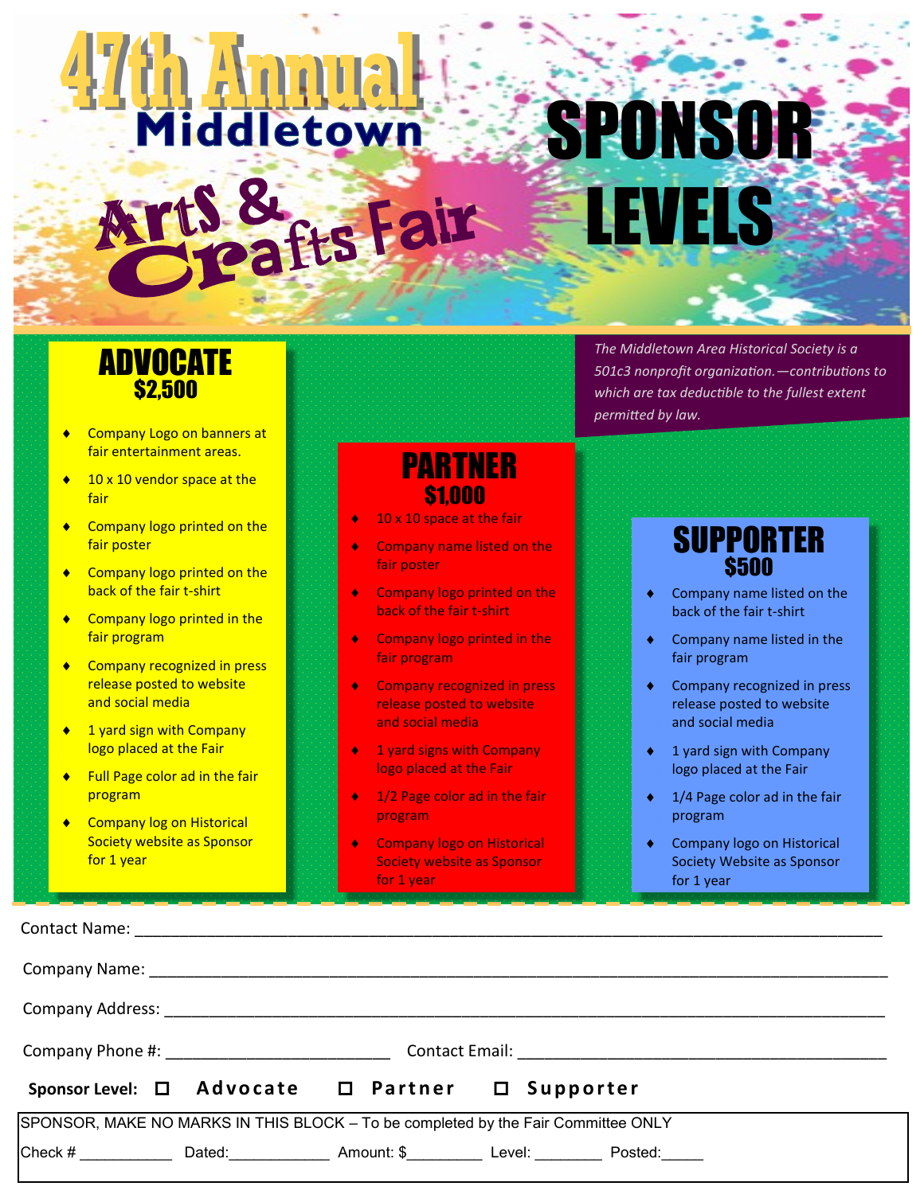# 47th Annual Middletown Arts & Crafts Fair

# SPONSOR LEVELS

*The Middletown Area Historical Society is a 501c3 nonprofit organization.—contributions to which are tax deductible to the fullest extent permitted by law.*

## ADVOCATE
### $2,500

- Company Logo on banners at fair entertainment areas.
- 10 x 10 vendor space at the fair
- Company logo printed on the fair poster
- Company logo printed on the back of the fair t-shirt
- Company logo printed in the fair program
- Company recognized in press release posted to website and social media
- 1 yard sign with Company logo placed at the Fair
- Full Page color ad in the fair program
- Company log on Historical Society website as Sponsor for 1 year

## PARTNER
### $1,000

- 10 x 10 space at the fair
- Company name listed on the fair poster
- Company logo printed on the back of the fair t-shirt
- Company logo printed in the fair program
- Company recognized in press release posted to website and social media
- 1 yard signs with Company logo placed at the Fair
- 1/2 Page color ad in the fair program
- Company logo on Historical Society website as Sponsor for 1 year

## SUPPORTER
### $500

- Company name listed on the back of the fair t-shirt
- Company name listed in the fair program
- Company recognized in press release posted to website and social media
- 1 yard sign with Company logo placed at the Fair
- 1/4 Page color ad in the fair program
- Company logo on Historical Society Website as Sponsor for 1 year

Contact Name: ______________________________________________

Company Name: ______________________________________________

Company Address: ______________________________________________

Company Phone #: ________________________ Contact Email: ________________________

**Sponsor Level:** ☐ Advocate ☐ Partner ☐ Supporter

SPONSOR, MAKE NO MARKS IN THIS BLOCK – To be completed by the Fair Committee ONLY

Check # ___________ Dated:____________ Amount: $_________ Level: ________ Posted:_____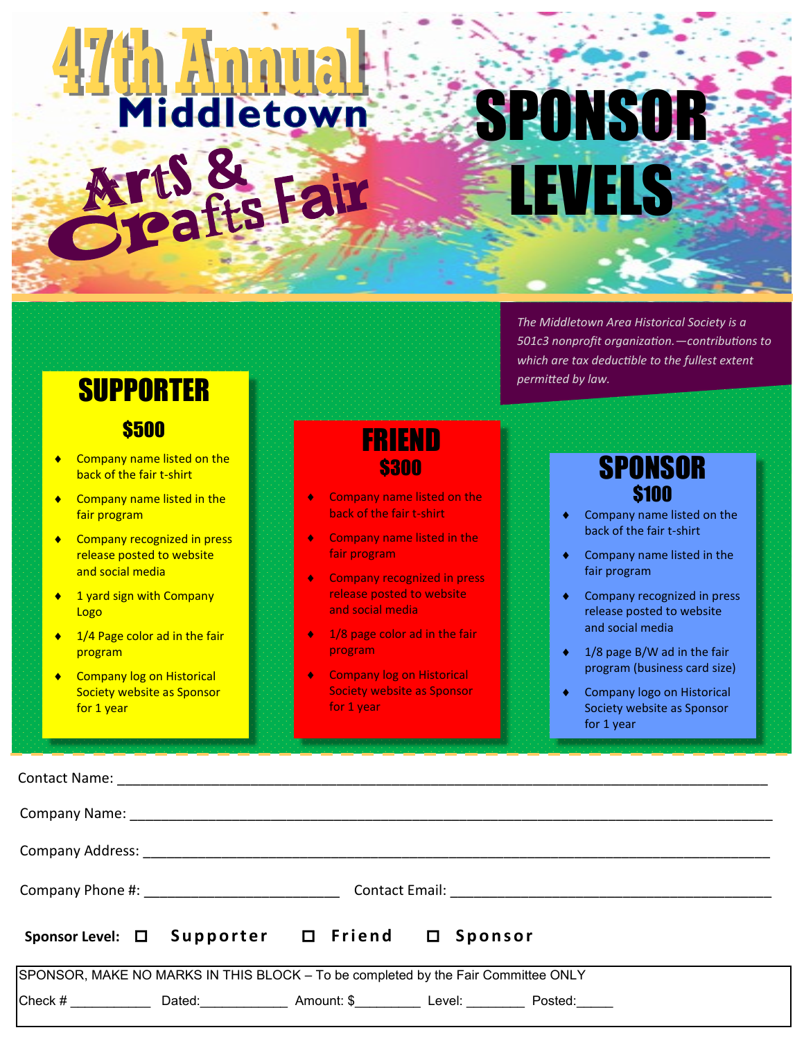# 47th Annual Middletown Arts & Crafts Fair

# SPONSOR LEVELS

*The Middletown Area Historical Society is a 501c3 nonprofit organization.—contributions to which are tax deductible to the fullest extent permitted by law.*

## SUPPORTER

### $500

- Company name listed on the back of the fair t-shirt
- Company name listed in the fair program
- Company recognized in press release posted to website and social media
- 1 yard sign with Company Logo
- 1/4 Page color ad in the fair program
- Company log on Historical Society website as Sponsor for 1 year

## FRIEND

### $300

- Company name listed on the back of the fair t-shirt
- Company name listed in the fair program
- Company recognized in press release posted to website and social media
- 1/8 page color ad in the fair program
- Company log on Historical Society website as Sponsor for 1 year

## SPONSOR

### $100

- Company name listed on the back of the fair t-shirt
- Company name listed in the fair program
- Company recognized in press release posted to website and social media
- 1/8 page B/W ad in the fair program (business card size)
- Company logo on Historical Society website as Sponsor for 1 year

Contact Name: ______________________________________________________________________________

Company Name: _____________________________________________________________________________

Company Address: ___________________________________________________________________________

Company Phone #: _________________________ Contact Email: ________________________________________

**Sponsor Level:** ☐ Supporter ☐ Friend ☐ Sponsor

SPONSOR, MAKE NO MARKS IN THIS BLOCK – To be completed by the Fair Committee ONLY

Check # ___________ Dated:____________ Amount: $_________ Level: ________ Posted:_____